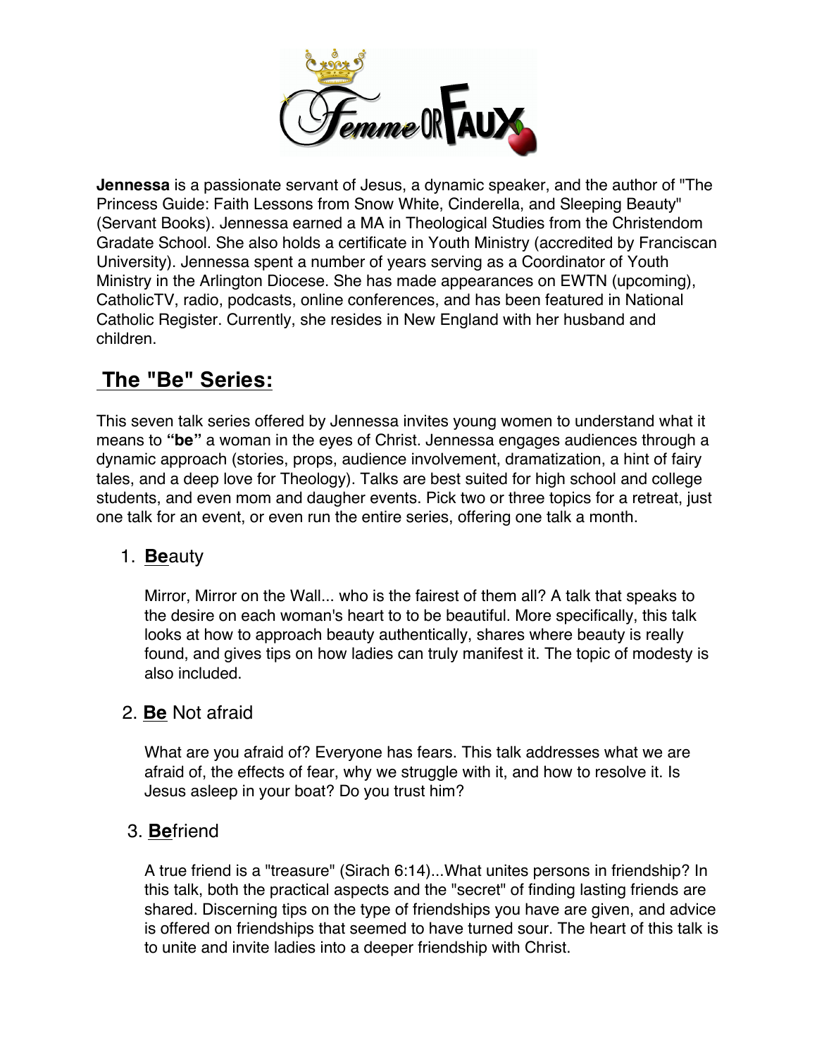**Jennessa** is a passionate servant of Jesus, a dynamic speaker, and the author of "The Princess Guide: Faith Lessons from Snow White, Cinderella, and Sleeping Beauty" (Servant Books). Jennessa earned a MA in Theological Studies from the Christendom Gradate School. She also holds a certificate in Youth Ministry (accredited by Franciscan University). Jennessa spent a number of years serving as a Coordinator of Youth Ministry in the Arlington Diocese. She has made appearances on EWTN (upcoming), CatholicTV, radio, podcasts, online conferences, and has been featured in National Catholic Register. Currently, she resides in New England with her husband and children.

## The "Be" Series:

This seven talk series offered by Jennessa invites young women to understand what it means to **"be"** a woman in the eyes of Christ. Jennessa engages audiences through a dynamic approach (stories, props, audience involvement, dramatization, a hint of fairy tales, and a deep love for Theology). Talks are best suited for high school and college students, and even mom and daugher events. Pick two or three topics for a retreat, just one talk for an event, or even run the entire series, offering one talk a month.

1. **Be**auty

   Mirror, Mirror on the Wall... who is the fairest of them all? A talk that speaks to the desire on each woman's heart to to be beautiful. More specifically, this talk looks at how to approach beauty authentically, shares where beauty is really found, and gives tips on how ladies can truly manifest it. The topic of modesty is also included.

2. **Be** Not afraid

   What are you afraid of? Everyone has fears. This talk addresses what we are afraid of, the effects of fear, why we struggle with it, and how to resolve it. Is Jesus asleep in your boat? Do you trust him?

3. **Be**friend

   A true friend is a "treasure" (Sirach 6:14)...What unites persons in friendship? In this talk, both the practical aspects and the "secret" of finding lasting friends are shared. Discerning tips on the type of friendships you have are given, and advice is offered on friendships that seemed to have turned sour. The heart of this talk is to unite and invite ladies into a deeper friendship with Christ.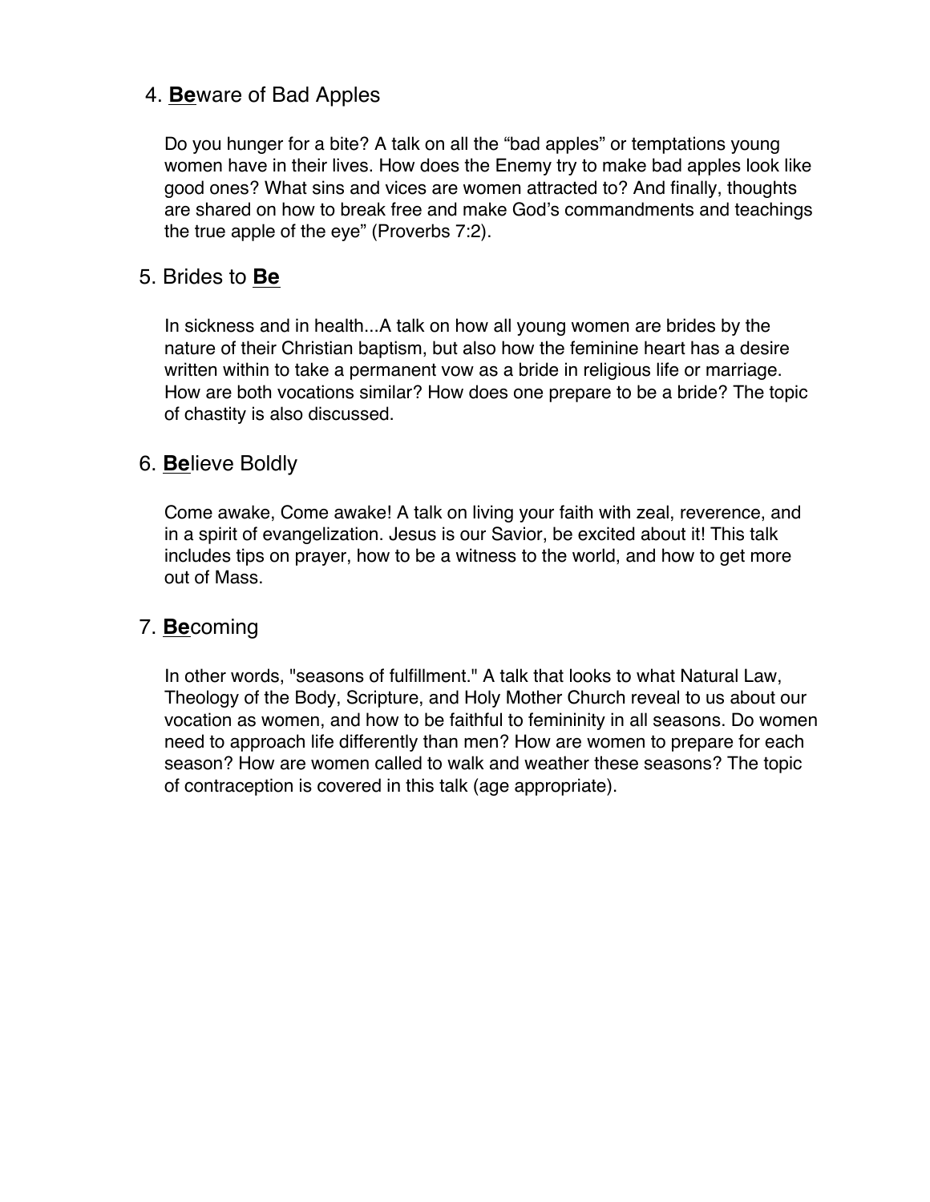4. **Be**ware of Bad Apples

Do you hunger for a bite? A talk on all the "bad apples" or temptations young women have in their lives. How does the Enemy try to make bad apples look like good ones? What sins and vices are women attracted to? And finally, thoughts are shared on how to break free and make God's commandments and teachings the true apple of the eye" (Proverbs 7:2).

5. Brides to **Be**

In sickness and in health...A talk on how all young women are brides by the nature of their Christian baptism, but also how the feminine heart has a desire written within to take a permanent vow as a bride in religious life or marriage. How are both vocations similar? How does one prepare to be a bride? The topic of chastity is also discussed.

6. **Be**lieve Boldly

Come awake, Come awake! A talk on living your faith with zeal, reverence, and in a spirit of evangelization. Jesus is our Savior, be excited about it! This talk includes tips on prayer, how to be a witness to the world, and how to get more out of Mass.

7. **Be**coming

In other words, "seasons of fulfillment." A talk that looks to what Natural Law, Theology of the Body, Scripture, and Holy Mother Church reveal to us about our vocation as women, and how to be faithful to femininity in all seasons. Do women need to approach life differently than men? How are women to prepare for each season? How are women called to walk and weather these seasons? The topic of contraception is covered in this talk (age appropriate).